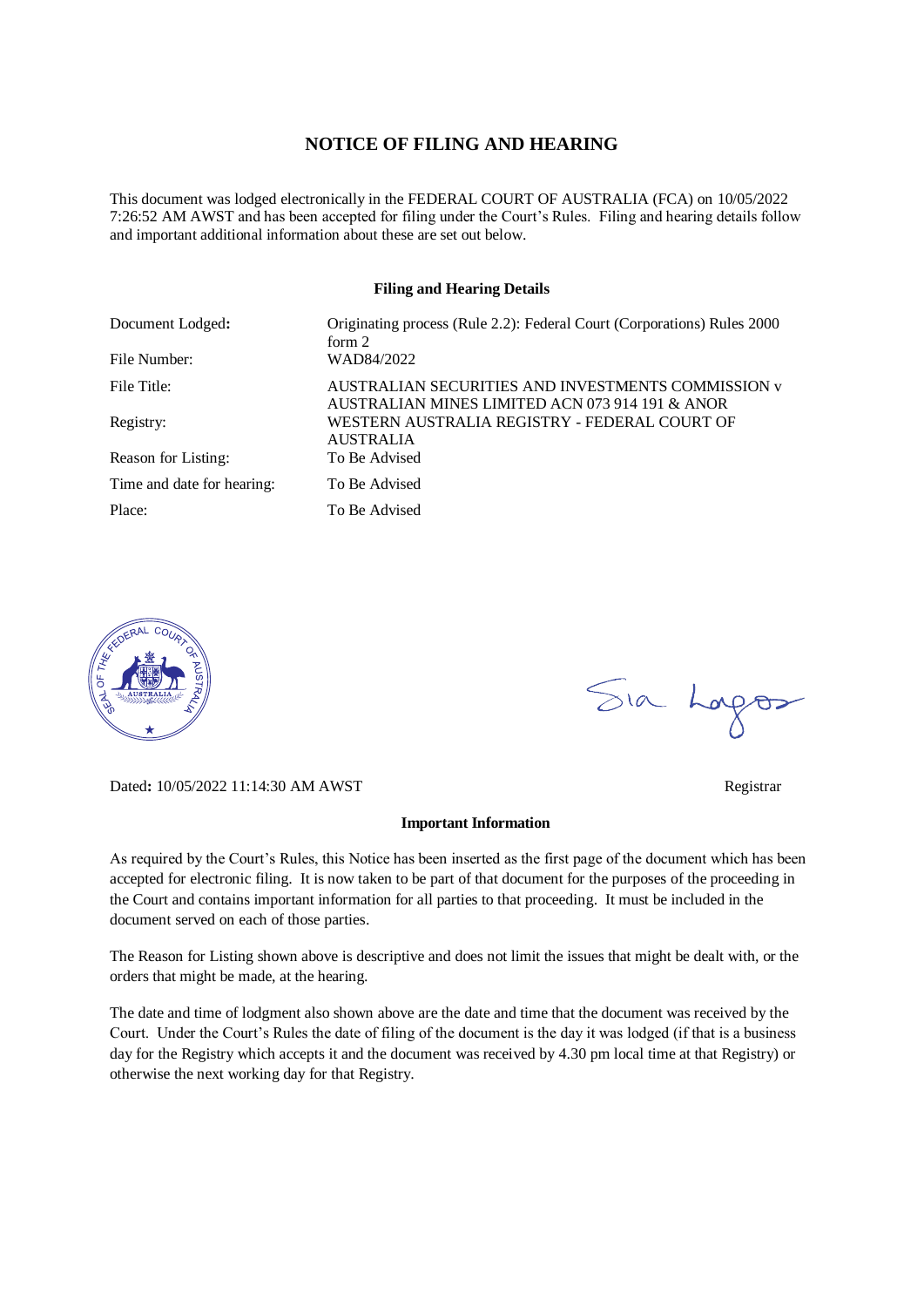# NOTICE OF FILING AND HEARING

This document was lodged electronically in the FEDERAL COURT OF AUSTRALIA (FCA) on 10/05/2022 7:26:52 AM AWST and has been accepted for filing under the Court's Rules. Filing and hearing details follow and important additional information about these are set out below.

**Filing and Hearing Details**

| | |
|---|---|
| Document Lodged: | Originating process (Rule 2.2): Federal Court (Corporations) Rules 2000 form 2 |
| File Number: | WAD84/2022 |
| File Title: | AUSTRALIAN SECURITIES AND INVESTMENTS COMMISSION v AUSTRALIAN MINES LIMITED ACN 073 914 191 & ANOR |
| Registry: | WESTERN AUSTRALIA REGISTRY - FEDERAL COURT OF AUSTRALIA |
| Reason for Listing: | To Be Advised |
| Time and date for hearing: | To Be Advised |
| Place: | To Be Advised |

Dated: 10/05/2022 11:14:30 AM AWST

Registrar

**Important Information**

As required by the Court's Rules, this Notice has been inserted as the first page of the document which has been accepted for electronic filing. It is now taken to be part of that document for the purposes of the proceeding in the Court and contains important information for all parties to that proceeding. It must be included in the document served on each of those parties.

The Reason for Listing shown above is descriptive and does not limit the issues that might be dealt with, or the orders that might be made, at the hearing.

The date and time of lodgment also shown above are the date and time that the document was received by the Court. Under the Court's Rules the date of filing of the document is the day it was lodged (if that is a business day for the Registry which accepts it and the document was received by 4.30 pm local time at that Registry) or otherwise the next working day for that Registry.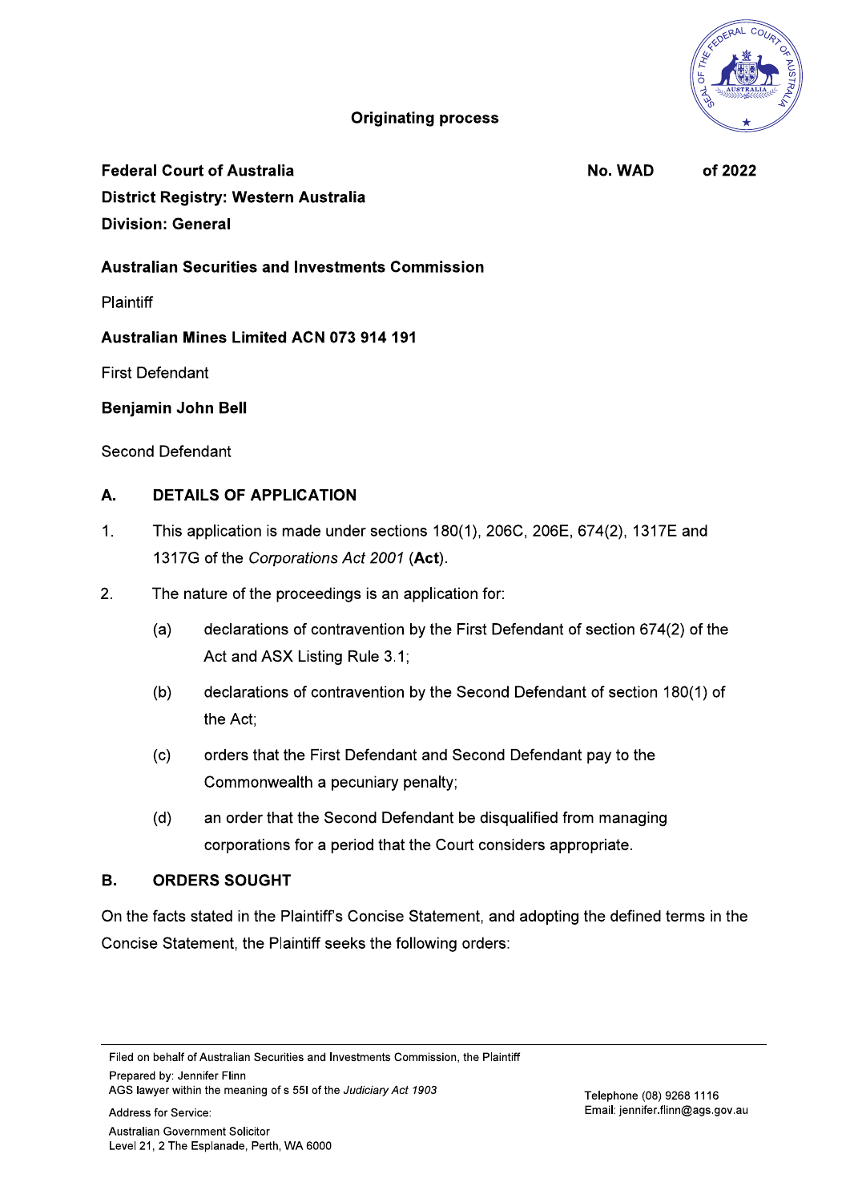**Originating process**

**Federal Court of Australia** **No. WAD of 2022**
**District Registry: Western Australia**
**Division: General**

**Australian Securities and Investments Commission**

Plaintiff

**Australian Mines Limited ACN 073 914 191**

First Defendant

**Benjamin John Bell**

Second Defendant

## A. DETAILS OF APPLICATION

1. This application is made under sections 180(1), 206C, 206E, 674(2), 1317E and 1317G of the *Corporations Act 2001* (**Act**).

2. The nature of the proceedings is an application for:

   (a) declarations of contravention by the First Defendant of section 674(2) of the Act and ASX Listing Rule 3.1;

   (b) declarations of contravention by the Second Defendant of section 180(1) of the Act;

   (c) orders that the First Defendant and Second Defendant pay to the Commonwealth a pecuniary penalty;

   (d) an order that the Second Defendant be disqualified from managing corporations for a period that the Court considers appropriate.

## B. ORDERS SOUGHT

On the facts stated in the Plaintiff's Concise Statement, and adopting the defined terms in the Concise Statement, the Plaintiff seeks the following orders:

---

Filed on behalf of Australian Securities and Investments Commission, the Plaintiff
Prepared by: Jennifer Flinn
AGS lawyer within the meaning of s 55I of the *Judiciary Act 1903*
Address for Service:
Australian Government Solicitor
Level 21, 2 The Esplanade, Perth, WA 6000

Telephone (08) 9268 1116
Email: jennifer.flinn@ags.gov.au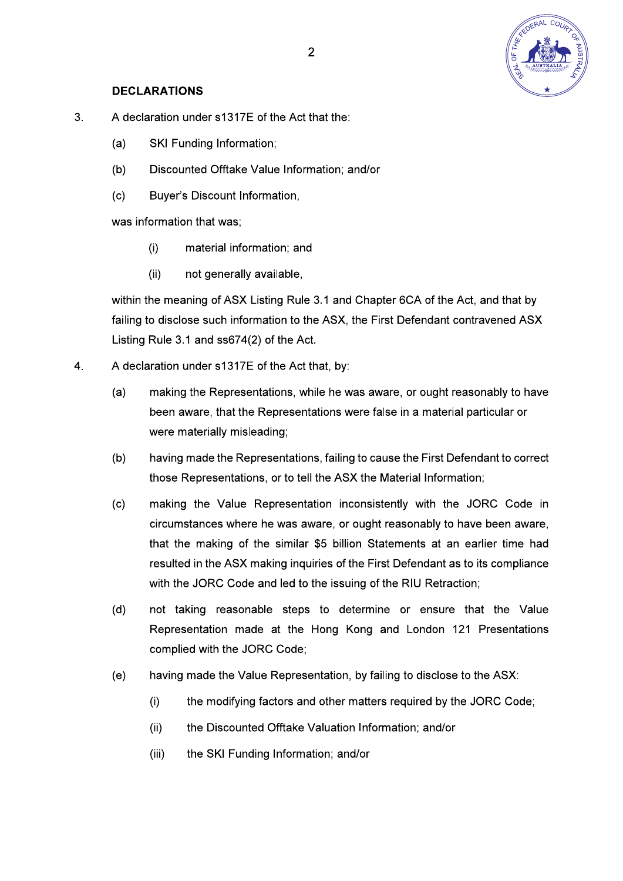## DECLARATIONS

3. A declaration under s1317E of the Act that the:

   (a) SKI Funding Information;

   (b) Discounted Offtake Value Information; and/or

   (c) Buyer's Discount Information,

   was information that was;

   (i) material information; and

   (ii) not generally available,

   within the meaning of ASX Listing Rule 3.1 and Chapter 6CA of the Act, and that by failing to disclose such information to the ASX, the First Defendant contravened ASX Listing Rule 3.1 and ss674(2) of the Act.

4. A declaration under s1317E of the Act that, by:

   (a) making the Representations, while he was aware, or ought reasonably to have been aware, that the Representations were false in a material particular or were materially misleading;

   (b) having made the Representations, failing to cause the First Defendant to correct those Representations, or to tell the ASX the Material Information;

   (c) making the Value Representation inconsistently with the JORC Code in circumstances where he was aware, or ought reasonably to have been aware, that the making of the similar $5 billion Statements at an earlier time had resulted in the ASX making inquiries of the First Defendant as to its compliance with the JORC Code and led to the issuing of the RIU Retraction;

   (d) not taking reasonable steps to determine or ensure that the Value Representation made at the Hong Kong and London 121 Presentations complied with the JORC Code;

   (e) having made the Value Representation, by failing to disclose to the ASX:

      (i) the modifying factors and other matters required by the JORC Code;

      (ii) the Discounted Offtake Valuation Information; and/or

      (iii) the SKI Funding Information; and/or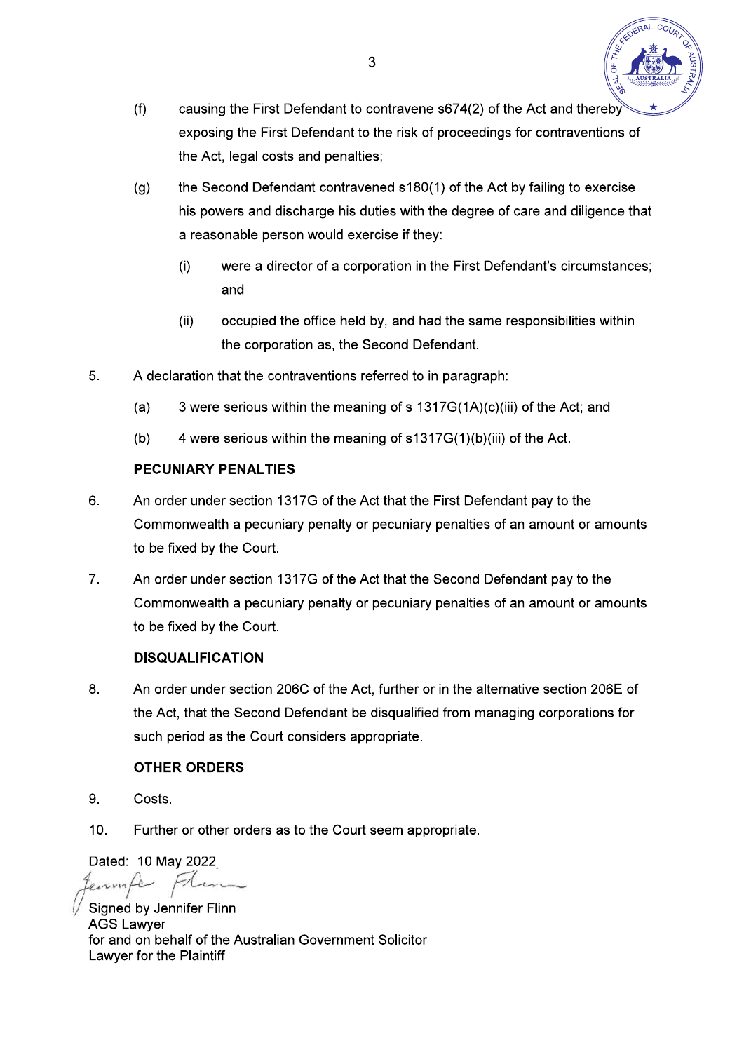(f) causing the First Defendant to contravene s674(2) of the Act and thereby exposing the First Defendant to the risk of proceedings for contraventions of the Act, legal costs and penalties;

(g) the Second Defendant contravened s180(1) of the Act by failing to exercise his powers and discharge his duties with the degree of care and diligence that a reasonable person would exercise if they:

  (i) were a director of a corporation in the First Defendant's circumstances; and

  (ii) occupied the office held by, and had the same responsibilities within the corporation as, the Second Defendant.

5. A declaration that the contraventions referred to in paragraph:

  (a) 3 were serious within the meaning of s 1317G(1A)(c)(iii) of the Act; and

  (b) 4 were serious within the meaning of s1317G(1)(b)(iii) of the Act.

**PECUNIARY PENALTIES**

6. An order under section 1317G of the Act that the First Defendant pay to the Commonwealth a pecuniary penalty or pecuniary penalties of an amount or amounts to be fixed by the Court.

7. An order under section 1317G of the Act that the Second Defendant pay to the Commonwealth a pecuniary penalty or pecuniary penalties of an amount or amounts to be fixed by the Court.

**DISQUALIFICATION**

8. An order under section 206C of the Act, further or in the alternative section 206E of the Act, that the Second Defendant be disqualified from managing corporations for such period as the Court considers appropriate.

**OTHER ORDERS**

9. Costs.

10. Further or other orders as to the Court seem appropriate.

Dated: 10 May 2022

Signed by Jennifer Flinn
AGS Lawyer
for and on behalf of the Australian Government Solicitor
Lawyer for the Plaintiff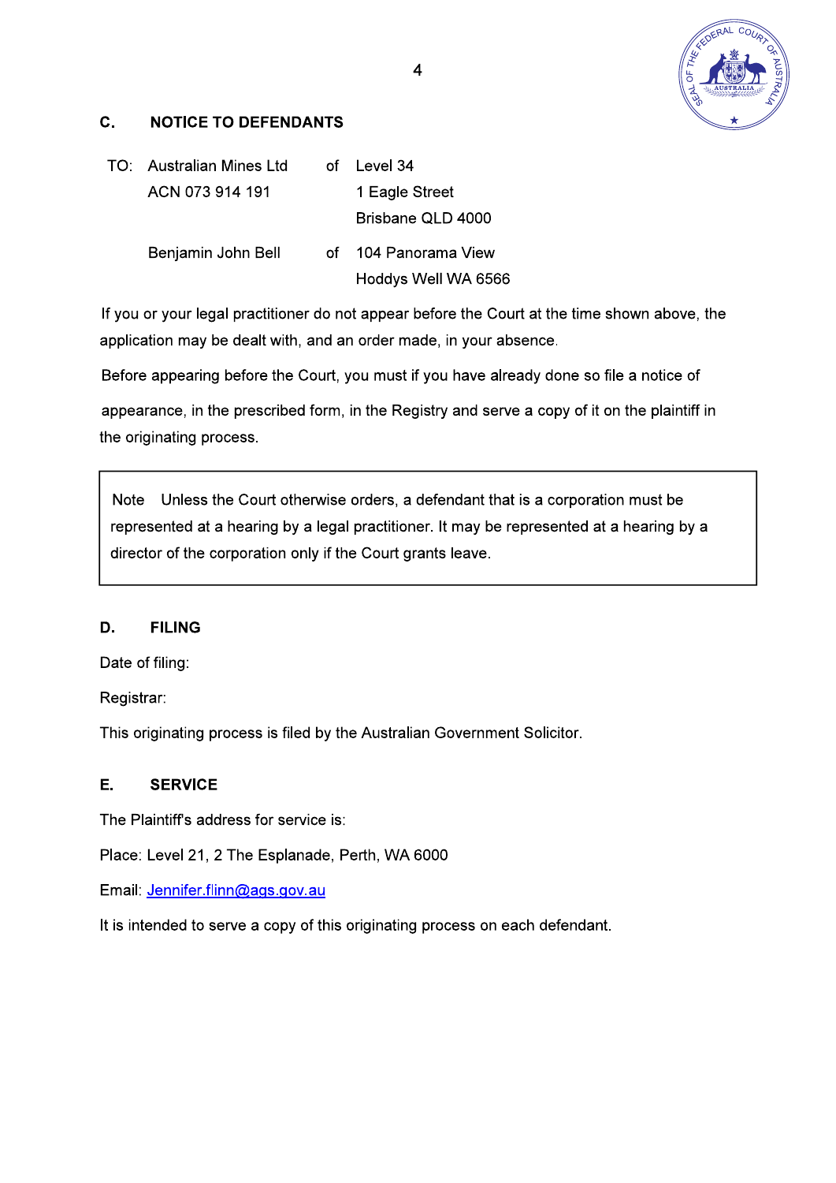## C. NOTICE TO DEFENDANTS

| | | | |
|---|---|---|---|
| TO: | Australian Mines Ltd ACN 073 914 191 | of | Level 34 1 Eagle Street Brisbane QLD 4000 |
| | Benjamin John Bell | of | 104 Panorama View Hoddys Well WA 6566 |

If you or your legal practitioner do not appear before the Court at the time shown above, the application may be dealt with, and an order made, in your absence.

Before appearing before the Court, you must if you have already done so file a notice of appearance, in the prescribed form, in the Registry and serve a copy of it on the plaintiff in the originating process.

> Note Unless the Court otherwise orders, a defendant that is a corporation must be represented at a hearing by a legal practitioner. It may be represented at a hearing by a director of the corporation only if the Court grants leave.

## D. FILING

Date of filing:

Registrar:

This originating process is filed by the Australian Government Solicitor.

## E. SERVICE

The Plaintiff's address for service is:

Place: Level 21, 2 The Esplanade, Perth, WA 6000

Email: Jennifer.flinn@ags.gov.au

It is intended to serve a copy of this originating process on each defendant.